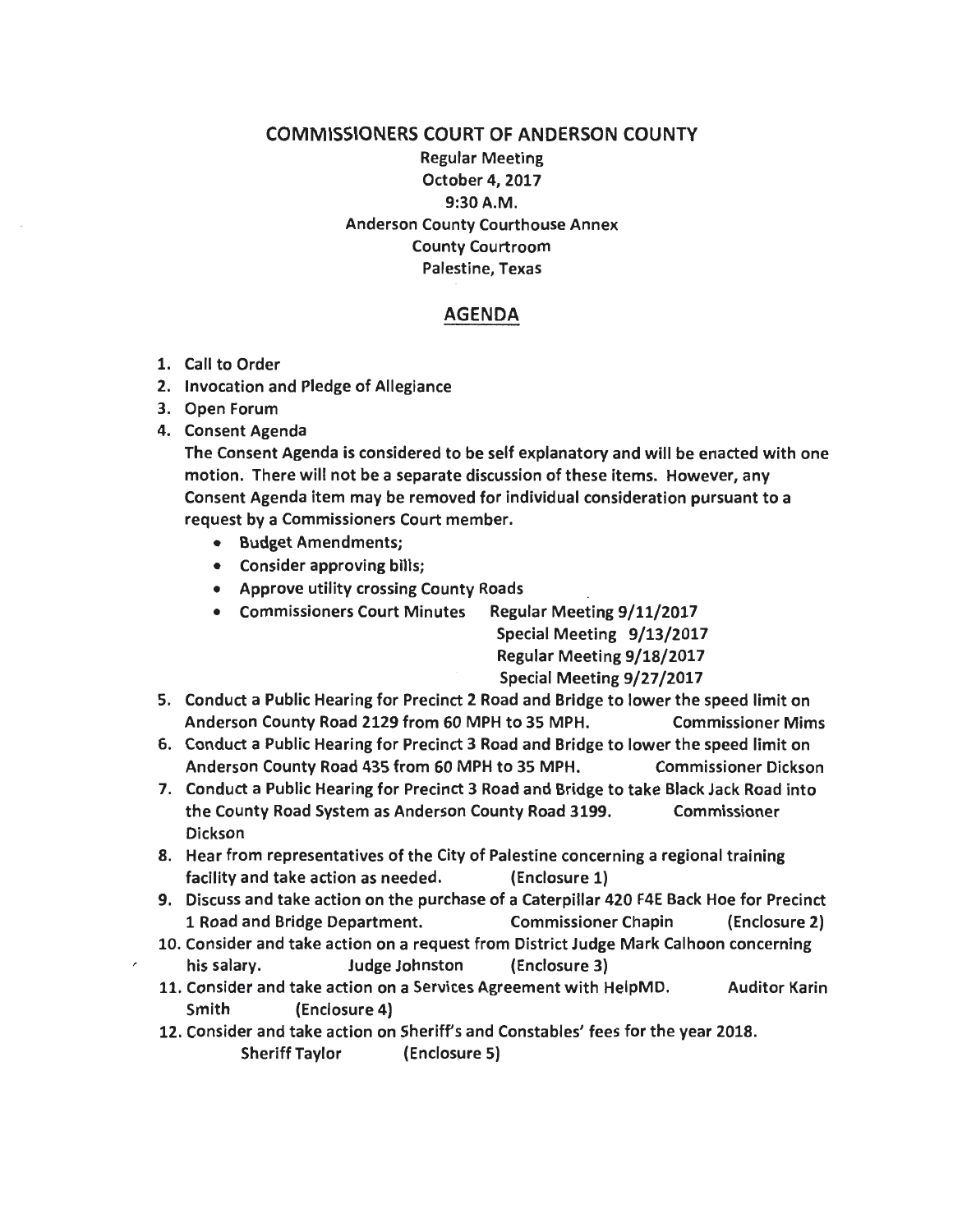# COMMISSIONERS COURT OF ANDERSON COUNTY

Regular Meeting
October 4, 2017
9:30 A.M.
Anderson County Courthouse Annex
County Courtroom
Palestine, Texas

## AGENDA

1. Call to Order
2. Invocation and Pledge of Allegiance
3. Open Forum
4. Consent Agenda
   The Consent Agenda is considered to be self explanatory and will be enacted with one motion. There will not be a separate discussion of these items. However, any Consent Agenda item may be removed for individual consideration pursuant to a request by a Commissioners Court member.
   - Budget Amendments;
   - Consider approving bills;
   - Approve utility crossing County Roads
   - Commissioners Court Minutes Regular Meeting 9/11/2017
     Special Meeting 9/13/2017
     Regular Meeting 9/18/2017
     Special Meeting 9/27/2017
5. Conduct a Public Hearing for Precinct 2 Road and Bridge to lower the speed limit on Anderson County Road 2129 from 60 MPH to 35 MPH. Commissioner Mims
6. Conduct a Public Hearing for Precinct 3 Road and Bridge to lower the speed limit on Anderson County Road 435 from 60 MPH to 35 MPH. Commissioner Dickson
7. Conduct a Public Hearing for Precinct 3 Road and Bridge to take Black Jack Road into the County Road System as Anderson County Road 3199. Commissioner Dickson
8. Hear from representatives of the City of Palestine concerning a regional training facility and take action as needed. (Enclosure 1)
9. Discuss and take action on the purchase of a Caterpillar 420 F4E Back Hoe for Precinct 1 Road and Bridge Department. Commissioner Chapin (Enclosure 2)
10. Consider and take action on a request from District Judge Mark Calhoon concerning his salary. Judge Johnston (Enclosure 3)
11. Consider and take action on a Services Agreement with HelpMD. Auditor Karin Smith (Enclosure 4)
12. Consider and take action on Sheriff's and Constables' fees for the year 2018. Sheriff Taylor (Enclosure 5)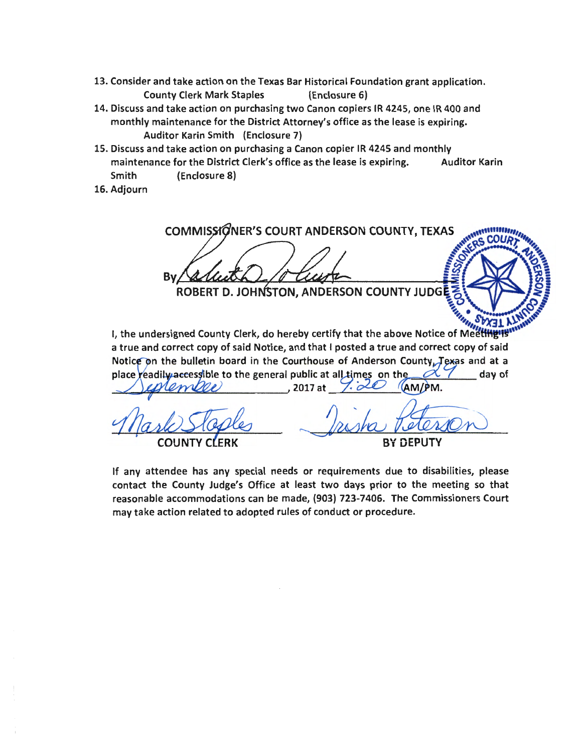13. Consider and take action on the Texas Bar Historical Foundation grant application.
    County Clerk Mark Staples (Enclosure 6)
14. Discuss and take action on purchasing two Canon copiers IR 4245, one IR 400 and monthly maintenance for the District Attorney's office as the lease is expiring.
    Auditor Karin Smith (Enclosure 7)
15. Discuss and take action on purchasing a Canon copier IR 4245 and monthly maintenance for the District Clerk's office as the lease is expiring. Auditor Karin Smith (Enclosure 8)
16. Adjourn

**COMMISSIONER'S COURT ANDERSON COUNTY, TEXAS**

By ___________________________

**ROBERT D. JOHNSTON, ANDERSON COUNTY JUDGE**

I, the undersigned County Clerk, do hereby certify that the above Notice of Meeting is a true and correct copy of said Notice, and that I posted a true and correct copy of said Notice on the bulletin board in the Courthouse of Anderson County, Texas and at a place readily accessible to the general public at all times on the 29 day of September, 2017 at 9:20 AM/PM.

Mark Staples — **COUNTY CLERK**

Trisha Peterson — **BY DEPUTY**

If any attendee has any special needs or requirements due to disabilities, please contact the County Judge's Office at least two days prior to the meeting so that reasonable accommodations can be made, (903) 723-7406. The Commissioners Court may take action related to adopted rules of conduct or procedure.